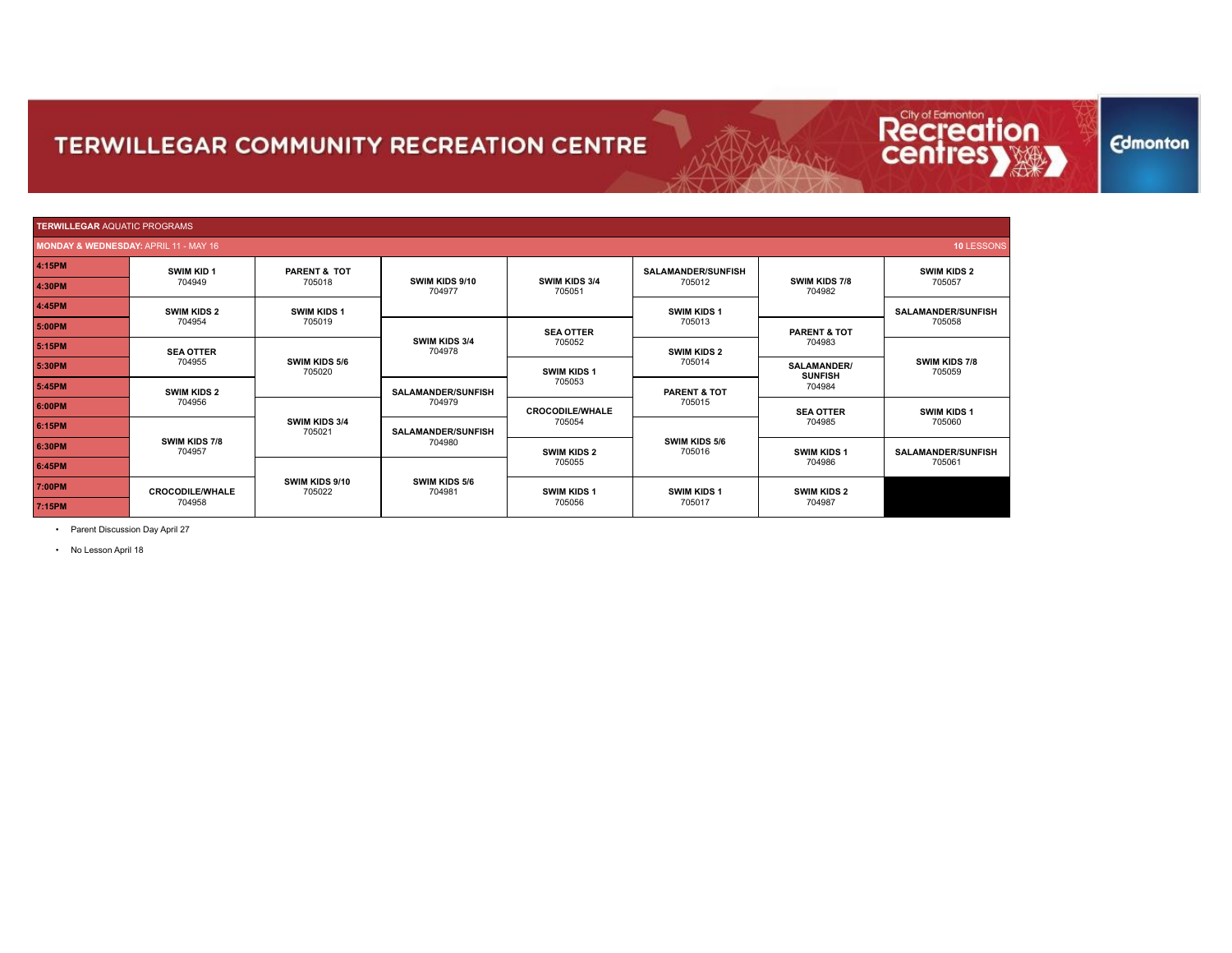# TERWILLEGAR COMMUNITY RECREATION CENTRE

**TERWILLEGAR** AQUATIC PROGRAMS

**MONDAY & WEDNESDAY:** APRIL 11 - MAY 16 — **10** LESSONS

| Time | | | | | | | |
|---|---|---|---|---|---|---|---|
| **4:15PM** | **SWIM KID 1** 704949 | **PARENT & TOT** 705018 | **SWIM KIDS 9/10** 704977 | **SWIM KIDS 3/4** 705051 | **SALAMANDER/SUNFISH** 705012 | **SWIM KIDS 7/8** 704982 | **SWIM KIDS 2** 705057 |
| **4:30PM** | | | | | | | |
| **4:45PM** | **SWIM KIDS 2** 704954 | **SWIM KIDS 1** 705019 | | | **SWIM KIDS 1** 705013 | | **SALAMANDER/SUNFISH** 705058 |
| **5:00PM** | | | **SWIM KIDS 3/4** 704978 | **SEA OTTER** 705052 | | **PARENT & TOT** 704983 | |
| **5:15PM** | **SEA OTTER** 704955 | **SWIM KIDS 5/6** 705020 | | | **SWIM KIDS 2** 705014 | | **SWIM KIDS 7/8** 705059 |
| **5:30PM** | | | | **SWIM KIDS 1** 705053 | | **SALAMANDER/ SUNFISH** 704984 | |
| **5:45PM** | **SWIM KIDS 2** 704956 | | **SALAMANDER/SUNFISH** 704979 | | **PARENT & TOT** 705015 | | |
| **6:00PM** | | **SWIM KIDS 3/4** 705021 | | **CROCODILE/WHALE** 705054 | | **SEA OTTER** 704985 | **SWIM KIDS 1** 705060 |
| **6:15PM** | **SWIM KIDS 7/8** 704957 | | **SALAMANDER/SUNFISH** 704980 | | **SWIM KIDS 5/6** 705016 | | |
| **6:30PM** | | | | **SWIM KIDS 2** 705055 | | **SWIM KIDS 1** 704986 | **SALAMANDER/SUNFISH** 705061 |
| **6:45PM** | | **SWIM KIDS 9/10** 705022 | **SWIM KIDS 5/6** 704981 | | | | |
| **7:00PM** | **CROCODILE/WHALE** 704958 | | | **SWIM KIDS 1** 705056 | **SWIM KIDS 1** 705017 | **SWIM KIDS 2** 704987 | |
| **7:15PM** | | | | | | | |

- Parent Discussion Day April 27
- No Lesson April 18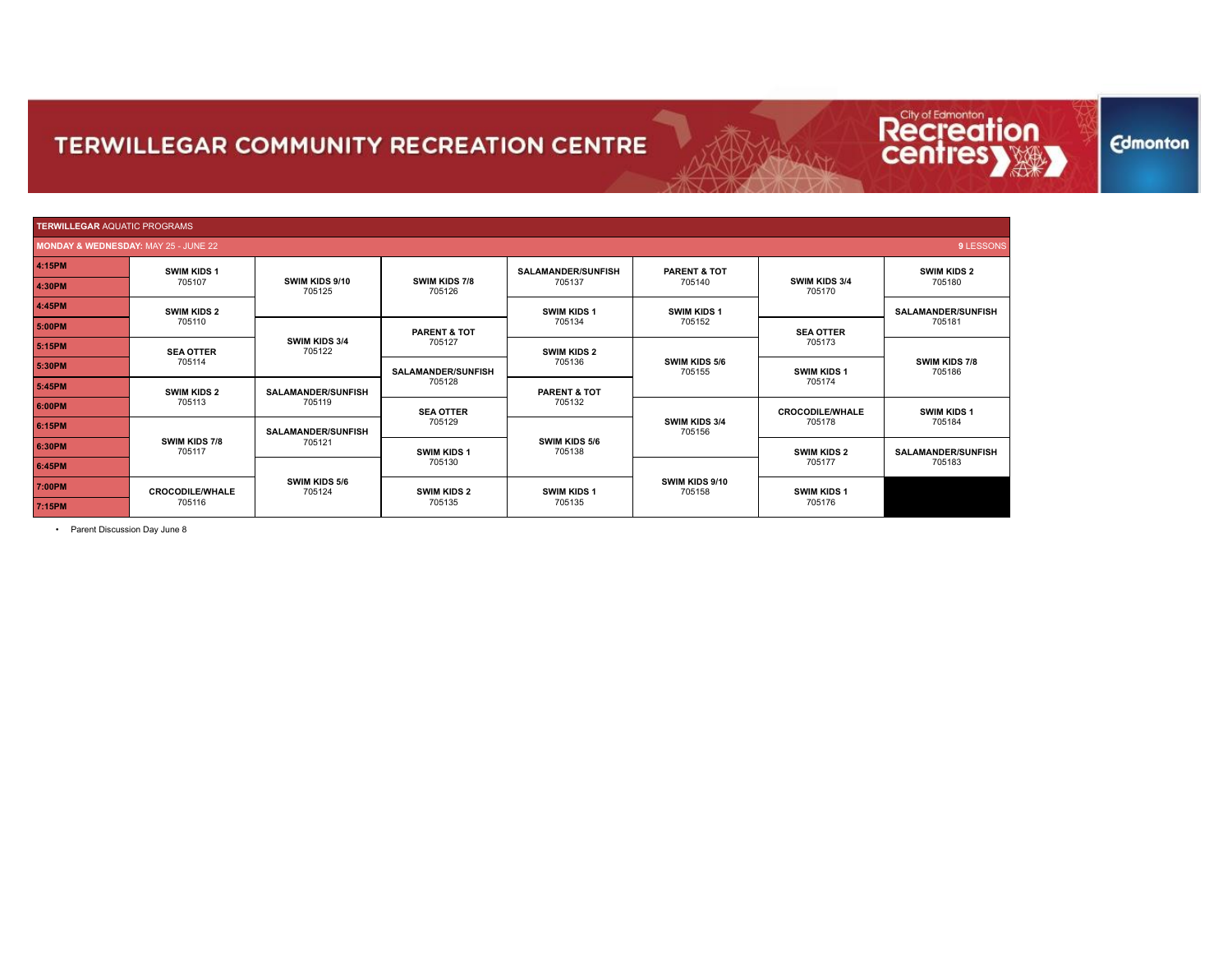# TERWILLEGAR COMMUNITY RECREATION CENTRE

**TERWILLEGAR** AQUATIC PROGRAMS

**MONDAY & WEDNESDAY:** MAY 25 - JUNE 22 — **9** LESSONS

| Time | | | | | | | |
|---|---|---|---|---|---|---|---|
| 4:15PM | **SWIM KIDS 1** 705107 | **SWIM KIDS 9/10** 705125 | **SWIM KIDS 7/8** 705126 | **SALAMANDER/SUNFISH** 705137 | **PARENT & TOT** 705140 | **SWIM KIDS 3/4** 705170 | **SWIM KIDS 2** 705180 |
| 4:30PM | | | | | | | |
| 4:45PM | **SWIM KIDS 2** 705110 | | | **SWIM KIDS 1** 705134 | **SWIM KIDS 1** 705152 | | **SALAMANDER/SUNFISH** 705181 |
| 5:00PM | | **SWIM KIDS 3/4** 705122 | **PARENT & TOT** 705127 | | | **SEA OTTER** 705173 | |
| 5:15PM | **SEA OTTER** 705114 | | | **SWIM KIDS 2** 705136 | **SWIM KIDS 5/6** 705155 | | **SWIM KIDS 7/8** 705186 |
| 5:30PM | | | **SALAMANDER/SUNFISH** 705128 | | | **SWIM KIDS 1** 705174 | |
| 5:45PM | **SWIM KIDS 2** 705113 | **SALAMANDER/SUNFISH** 705119 | | **PARENT & TOT** 705132 | | | |
| 6:00PM | | | **SEA OTTER** 705129 | | **SWIM KIDS 3/4** 705156 | **CROCODILE/WHALE** 705178 | **SWIM KIDS 1** 705184 |
| 6:15PM | **SWIM KIDS 7/8** 705117 | **SALAMANDER/SUNFISH** 705121 | | **SWIM KIDS 5/6** 705138 | | | |
| 6:30PM | | | **SWIM KIDS 1** 705130 | | | **SWIM KIDS 2** 705177 | **SALAMANDER/SUNFISH** 705183 |
| 6:45PM | | **SWIM KIDS 5/6** 705124 | | | **SWIM KIDS 9/10** 705158 | | |
| 7:00PM | **CROCODILE/WHALE** 705116 | | **SWIM KIDS 2** 705135 | **SWIM KIDS 1** 705135 | | **SWIM KIDS 1** 705176 | |
| 7:15PM | | | | | | | |

- Parent Discussion Day June 8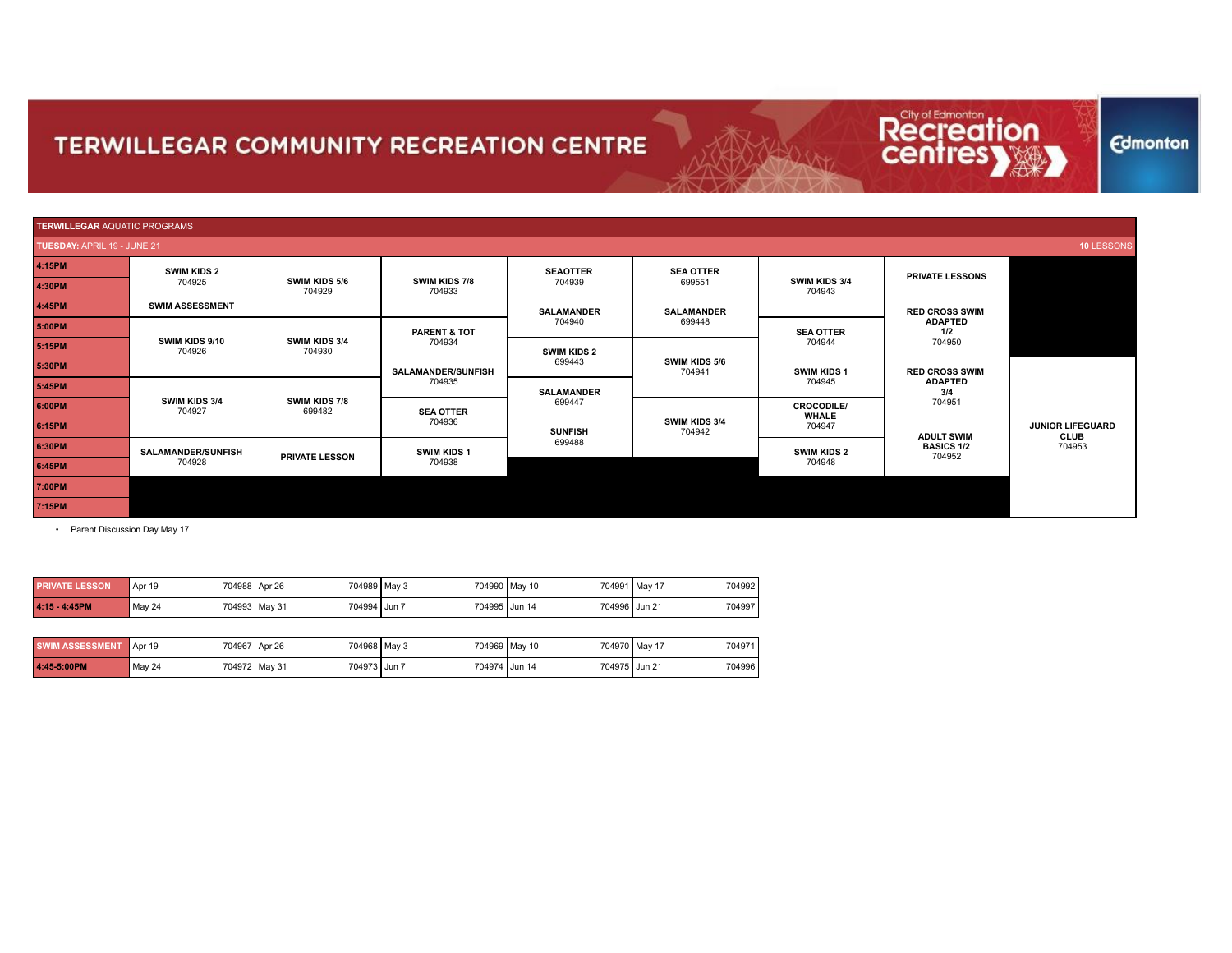# TERRWILLEGAR COMMUNITY RECREATION CENTRE

**TERWILLEGAR** AQUATIC PROGRAMS

**TUESDAY:** APRIL 19 - JUNE 21 — **10** LESSONS

| Time | Col 1 | Col 2 | Col 3 | Col 4 | Col 5 | Col 6 | Col 7 | Col 8 |
|---|---|---|---|---|---|---|---|---|
| 4:15PM | **SWIM KIDS 2** 704925 | **SWIM KIDS 5/6** 704929 | **SWIM KIDS 7/8** 704933 | **SEAOTTER** 704939 | **SEA OTTER** 699551 | **SWIM KIDS 3/4** 704943 | **PRIVATE LESSONS** | |
| 4:30PM | | | | | | | | |
| 4:45PM | **SWIM ASSESSMENT** | | | **SALAMANDER** 704940 | **SALAMANDER** 699448 | | **RED CROSS SWIM ADAPTED 1/2** 704950 | |
| 5:00PM | **SWIM KIDS 9/10** 704926 | **SWIM KIDS 3/4** 704930 | **PARENT & TOT** 704934 | | | **SEA OTTER** 704944 | | |
| 5:15PM | | | | **SWIM KIDS 2** 699443 | **SWIM KIDS 5/6** 704941 | | | |
| 5:30PM | | | **SALAMANDER/SUNFISH** 704935 | | | **SWIM KIDS 1** 704945 | **RED CROSS SWIM ADAPTED 3/4** 704951 | **JUNIOR LIFEGUARD CLUB** 704953 |
| 5:45PM | **SWIM KIDS 3/4** 704927 | **SWIM KIDS 7/8** 699482 | | **SALAMANDER** 699447 | | | | |
| 6:00PM | | | **SEA OTTER** 704936 | | **SWIM KIDS 3/4** 704942 | **CROCODILE/ WHALE** 704947 | | |
| 6:15PM | | | | **SUNFISH** 699488 | | | **ADULT SWIM BASICS 1/2** 704952 | |
| 6:30PM | **SALAMANDER/SUNFISH** 704928 | **PRIVATE LESSON** | **SWIM KIDS 1** 704938 | | | **SWIM KIDS 2** 704948 | | |
| 6:45PM | | | | | | | | |
| 7:00PM | | | | | | | | |
| 7:15PM | | | | | | | | |

- Parent Discussion Day May 17

| PRIVATE LESSON | | | | | | | | | | |
|---|---|---|---|---|---|---|---|---|---|---|
| **4:15 - 4:45PM** | Apr 19 | 704988 | Apr 26 | 704989 | May 3 | 704990 | May 10 | 704991 | May 17 | 704992 |
| | May 24 | 704993 | May 31 | 704994 | Jun 7 | 704995 | Jun 14 | 704996 | Jun 21 | 704997 |

| SWIM ASSESSMENT | | | | | | | | | | |
|---|---|---|---|---|---|---|---|---|---|---|
| **4:45-5:00PM** | Apr 19 | 704967 | Apr 26 | 704968 | May 3 | 704969 | May 10 | 704970 | May 17 | 704971 |
| | May 24 | 704972 | May 31 | 704973 | Jun 7 | 704974 | Jun 14 | 704975 | Jun 21 | 704996 |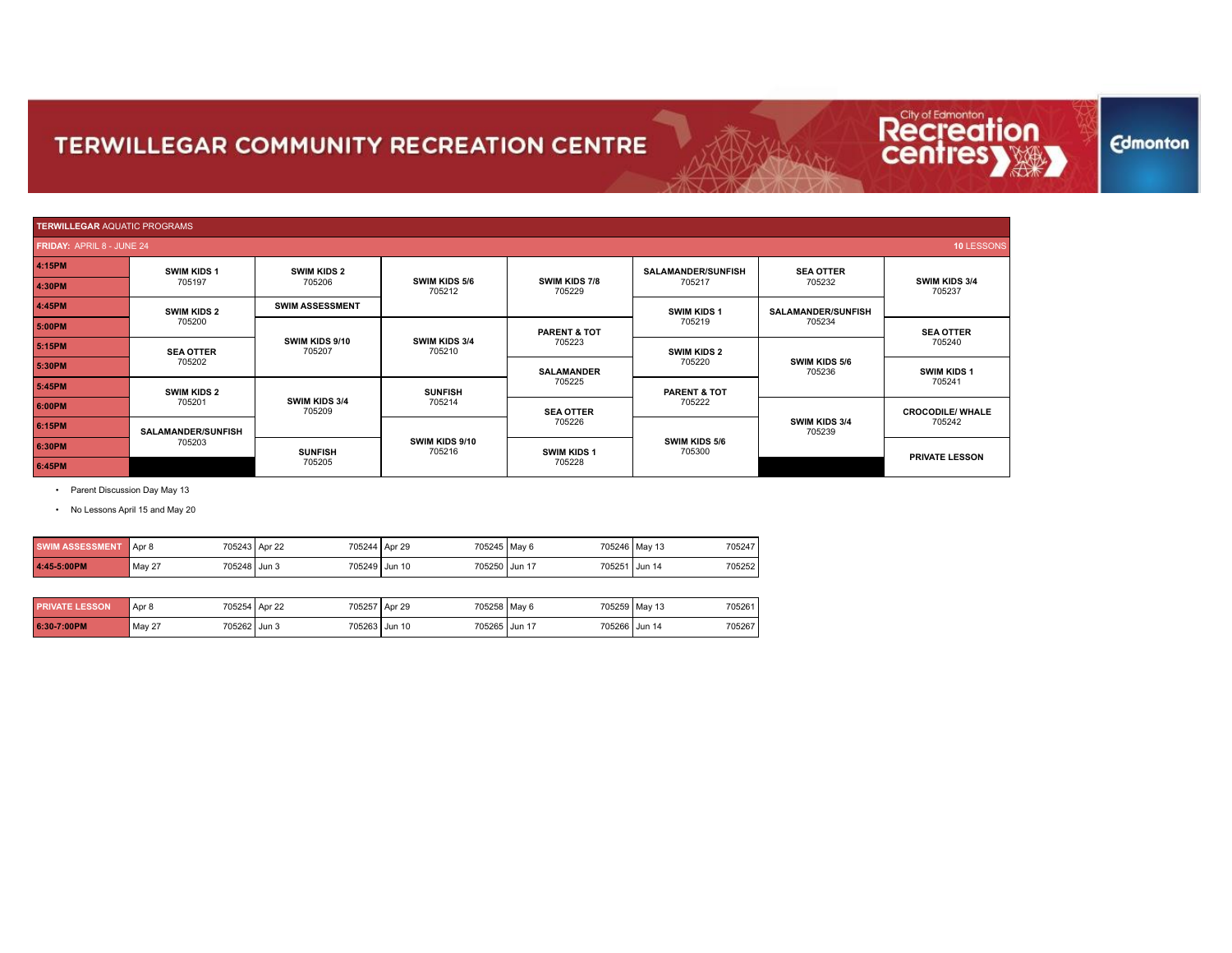# TERWILLEGAR COMMUNITY RECREATION CENTRE

## TERWILLEGAR AQUATIC PROGRAMS

**FRIDAY:** APRIL 8 - JUNE 24 — **10** LESSONS

| Time | | | | | | | |
|---|---|---|---|---|---|---|---|
| 4:15PM | **SWIM KIDS 1** 705197 | **SWIM KIDS 2** 705206 | **SWIM KIDS 5/6** 705212 | **SWIM KIDS 7/8** 705229 | **SALAMANDER/SUNFISH** 705217 | **SEA OTTER** 705232 | **SWIM KIDS 3/4** 705237 |
| 4:30PM | | | | | | | |
| 4:45PM | **SWIM KIDS 2** 705200 | **SWIM ASSESSMENT** | | | **SWIM KIDS 1** 705219 | **SALAMANDER/SUNFISH** 705234 | |
| 5:00PM | | **SWIM KIDS 9/10** 705207 | **SWIM KIDS 3/4** 705210 | **PARENT & TOT** 705223 | | | **SEA OTTER** 705240 |
| 5:15PM | **SEA OTTER** 705202 | | | | **SWIM KIDS 2** 705220 | **SWIM KIDS 5/6** 705236 | |
| 5:30PM | | | | **SALAMANDER** 705225 | | | **SWIM KIDS 1** 705241 |
| 5:45PM | **SWIM KIDS 2** 705201 | **SWIM KIDS 3/4** 705209 | **SUNFISH** 705214 | | **PARENT & TOT** 705222 | | |
| 6:00PM | | | | **SEA OTTER** 705226 | | **SWIM KIDS 3/4** 705239 | **CROCODILE/ WHALE** 705242 |
| 6:15PM | **SALAMANDER/SUNFISH** 705203 | | **SWIM KIDS 9/10** 705216 | | **SWIM KIDS 5/6** 705300 | | |
| 6:30PM | | **SUNFISH** 705205 | | **SWIM KIDS 1** 705228 | | | **PRIVATE LESSON** |
| 6:45PM | | | | | | | |

- Parent Discussion Day May 13
- No Lessons April 15 and May 20

| SWIM ASSESSMENT | | | | | | | | | | |
|---|---|---|---|---|---|---|---|---|---|---|
| **4:45-5:00PM** | Apr 8 | 705243 | Apr 22 | 705244 | Apr 29 | 705245 | May 6 | 705246 | May 13 | 705247 |
| | May 27 | 705248 | Jun 3 | 705249 | Jun 10 | 705250 | Jun 17 | 705251 | Jun 14 | 705252 |

| PRIVATE LESSON | | | | | | | | | | |
|---|---|---|---|---|---|---|---|---|---|---|
| **6:30-7:00PM** | Apr 8 | 705254 | Apr 22 | 705257 | Apr 29 | 705258 | May 6 | 705259 | May 13 | 705261 |
| | May 27 | 705262 | Jun 3 | 705263 | Jun 10 | 705265 | Jun 17 | 705266 | Jun 14 | 705267 |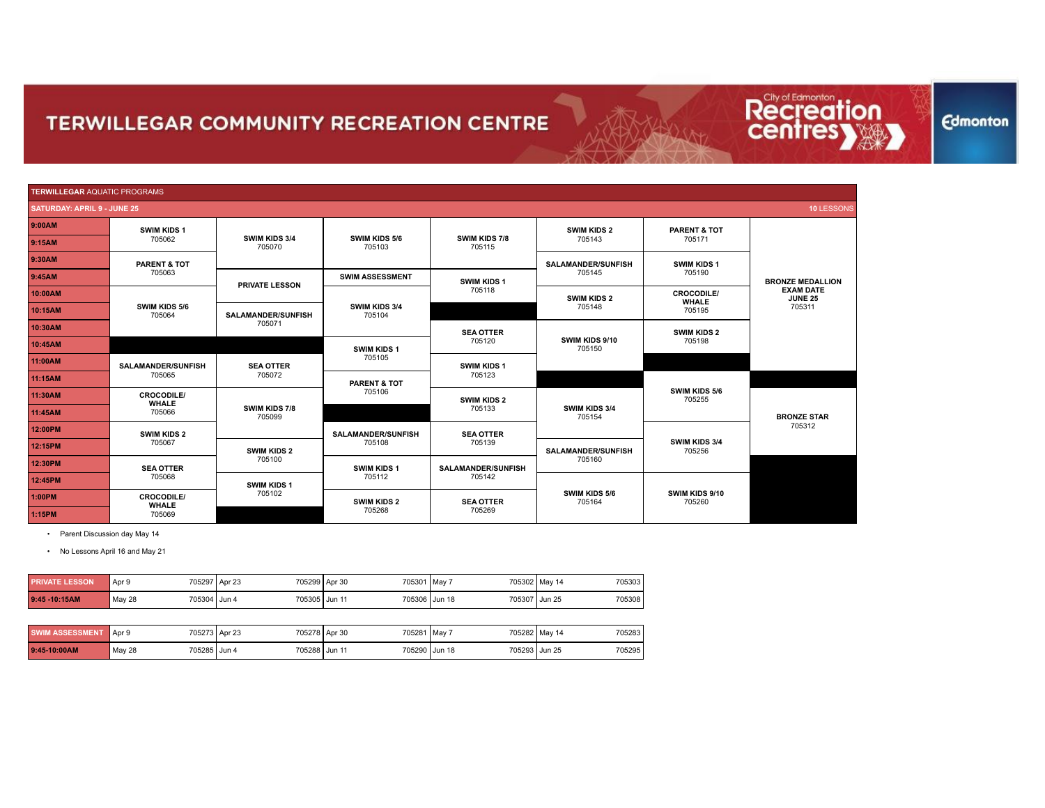# TERWILLEGAR COMMUNITY RECREATION CENTRE

City of Edmonton Recreation centres

Edmonton

**TERWILLEGAR** AQUATIC PROGRAMS

**SATURDAY: APRIL 9 - JUNE 25** — **10** LESSONS

| Time | | | | | | | |
|---|---|---|---|---|---|---|---|
| **9:00AM** | **SWIM KIDS 1** 705062 | **SWIM KIDS 3/4** 705070 | **SWIM KIDS 5/6** 705103 | **SWIM KIDS 7/8** 705115 | **SWIM KIDS 2** 705143 | **PARENT & TOT** 705171 | **BRONZE MEDALLION EXAM DATE JUNE 25** 705311 |
| **9:15AM** | | | | | | | |
| **9:30AM** | **PARENT & TOT** 705063 | | | | **SALAMANDER/SUNFISH** 705145 | **SWIM KIDS 1** 705190 | |
| **9:45AM** | | **PRIVATE LESSON** | **SWIM ASSESSMENT** | **SWIM KIDS 1** 705118 | | | |
| **10:00AM** | **SWIM KIDS 5/6** 705064 | | **SWIM KIDS 3/4** 705104 | | **SWIM KIDS 2** 705148 | **CROCODILE/ WHALE** 705195 | |
| **10:15AM** | | **SALAMANDER/SUNFISH** 705071 | | | | | |
| **10:30AM** | | | | **SEA OTTER** 705120 | **SWIM KIDS 9/10** 705150 | **SWIM KIDS 2** 705198 | |
| **10:45AM** | | | **SWIM KIDS 1** 705105 | | | | |
| **11:00AM** | **SALAMANDER/SUNFISH** 705065 | **SEA OTTER** 705072 | | **SWIM KIDS 1** 705123 | | | |
| **11:15AM** | | | **PARENT & TOT** 705106 | | | **SWIM KIDS 5/6** 705255 | |
| **11:30AM** | **CROCODILE/ WHALE** 705066 | **SWIM KIDS 7/8** 705099 | | **SWIM KIDS 2** 705133 | **SWIM KIDS 3/4** 705154 | | **BRONZE STAR** 705312 |
| **11:45AM** | | | | | | | |
| **12:00PM** | **SWIM KIDS 2** 705067 | | **SALAMANDER/SUNFISH** 705108 | **SEA OTTER** 705139 | | **SWIM KIDS 3/4** 705256 | |
| **12:15PM** | | **SWIM KIDS 2** 705100 | | | **SALAMANDER/SUNFISH** 705160 | | |
| **12:30PM** | **SEA OTTER** 705068 | | **SWIM KIDS 1** 705112 | **SALAMANDER/SUNFISH** 705142 | | | |
| **12:45PM** | | **SWIM KIDS 1** 705102 | | | **SWIM KIDS 5/6** 705164 | **SWIM KIDS 9/10** 705260 | |
| **1:00PM** | **CROCODILE/ WHALE** 705069 | | **SWIM KIDS 2** 705268 | **SEA OTTER** 705269 | | | |
| **1:15PM** | | | | | | | |

- Parent Discussion day May 14
- No Lessons April 16 and May 21

| **PRIVATE LESSON** | Apr 9 | 705297 | Apr 23 | 705299 | Apr 30 | 705301 | May 7 | 705302 | May 14 | 705303 |
|---|---|---|---|---|---|---|---|---|---|---|
| **9:45 -10:15AM** | May 28 | 705304 | Jun 4 | 705305 | Jun 11 | 705306 | Jun 18 | 705307 | Jun 25 | 705308 |

| **SWIM ASSESSMENT** | Apr 9 | 705273 | Apr 23 | 705278 | Apr 30 | 705281 | May 7 | 705282 | May 14 | 705283 |
|---|---|---|---|---|---|---|---|---|---|---|
| **9:45-10:00AM** | May 28 | 705285 | Jun 4 | 705288 | Jun 11 | 705290 | Jun 18 | 705293 | Jun 25 | 705295 |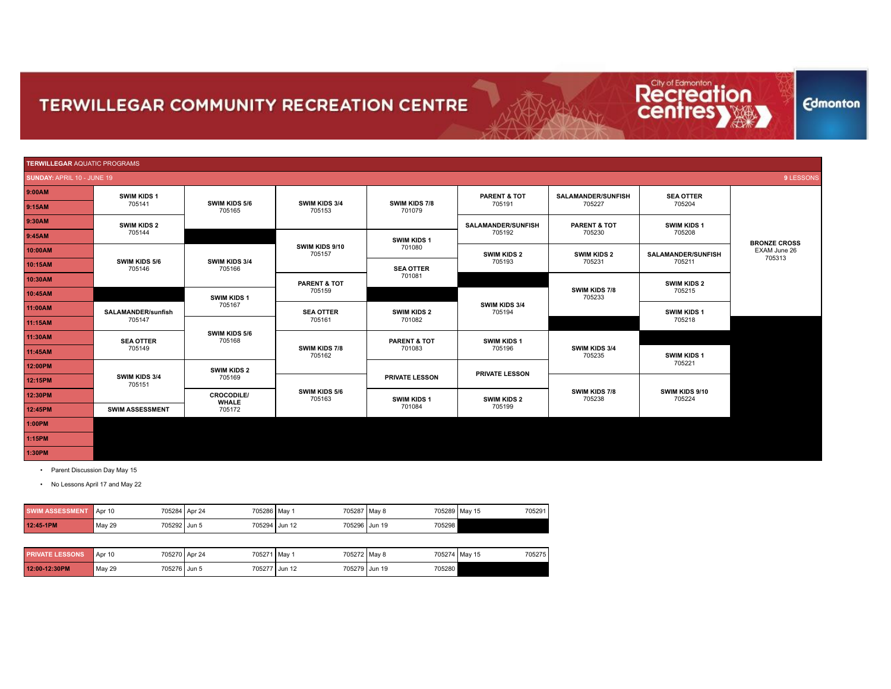# TERWILLEGAR COMMUNITY RECREATION CENTRE

City of Edmonton Recreation centres | Edmonton

**TERWILLEGAR** AQUATIC PROGRAMS

**SUNDAY:** APRIL 10 - JUNE 19 — **9** LESSONS

| Time | | | | | | | | |
|---|---|---|---|---|---|---|---|---|
| 9:00AM | **SWIM KIDS 1** 705141 | **SWIM KIDS 5/6** 705165 | **SWIM KIDS 3/4** 705153 | **SWIM KIDS 7/8** 701079 | **PARENT & TOT** 705191 | **SALAMANDER/SUNFISH** 705227 | **SEA OTTER** 705204 | |
| 9:15AM | | | | | | | | |
| 9:30AM | **SWIM KIDS 2** 705144 | | | | **SALAMANDER/SUNFISH** 705192 | **PARENT & TOT** 705230 | **SWIM KIDS 1** 705208 | |
| 9:45AM | | | **SWIM KIDS 9/10** 705157 | **SWIM KIDS 1** 701080 | | | | **BRONZE CROSS** EXAM June 26 705313 |
| 10:00AM | **SWIM KIDS 5/6** 705146 | **SWIM KIDS 3/4** 705166 | | | **SWIM KIDS 2** 705193 | **SWIM KIDS 2** 705231 | **SALAMANDER/SUNFISH** 705211 | |
| 10:15AM | | | | **SEA OTTER** 701081 | | | | |
| 10:30AM | | | **PARENT & TOT** 705159 | | | **SWIM KIDS 7/8** 705233 | **SWIM KIDS 2** 705215 | |
| 10:45AM | | **SWIM KIDS 1** 705167 | | | **SWIM KIDS 3/4** 705194 | | | |
| 11:00AM | **SALAMANDER/sunfish** 705147 | | **SEA OTTER** 705161 | **SWIM KIDS 2** 701082 | | | **SWIM KIDS 1** 705218 | |
| 11:15AM | | **SWIM KIDS 5/6** 705168 | | | | | | |
| 11:30AM | **SEA OTTER** 705149 | | **SWIM KIDS 7/8** 705162 | **PARENT & TOT** 701083 | **SWIM KIDS 1** 705196 | **SWIM KIDS 3/4** 705235 | | |
| 11:45AM | | | | | | | **SWIM KIDS 1** 705221 | |
| 12:00PM | **SWIM KIDS 3/4** 705151 | **SWIM KIDS 2** 705169 | | **PRIVATE LESSON** | **PRIVATE LESSON** | | | |
| 12:15PM | | | **SWIM KIDS 5/6** 705163 | | | **SWIM KIDS 7/8** 705238 | **SWIM KIDS 9/10** 705224 | |
| 12:30PM | | **CROCODILE/ WHALE** 705172 | | **SWIM KIDS 1** 701084 | **SWIM KIDS 2** 705199 | | | |
| 12:45PM | **SWIM ASSESSMENT** | | | | | | | |
| 1:00PM | | | | | | | | |
| 1:15PM | | | | | | | | |
| 1:30PM | | | | | | | | |

- Parent Discussion Day May 15
- No Lessons April 17 and May 22

| **SWIM ASSESSMENT** | Apr 10 | 705284 | Apr 24 | 705286 | May 1 | 705287 | May 8 | 705289 | May 15 | 705291 |
|---|---|---|---|---|---|---|---|---|---|---|
| **12:45-1PM** | May 29 | 705292 | Jun 5 | 705294 | Jun 12 | 705296 | Jun 19 | 705298 | | |

| **PRIVATE LESSONS** | Apr 10 | 705270 | Apr 24 | 705271 | May 1 | 705272 | May 8 | 705274 | May 15 | 705275 |
|---|---|---|---|---|---|---|---|---|---|---|
| **12:00-12:30PM** | May 29 | 705276 | Jun 5 | 705277 | Jun 12 | 705279 | Jun 19 | 705280 | | |